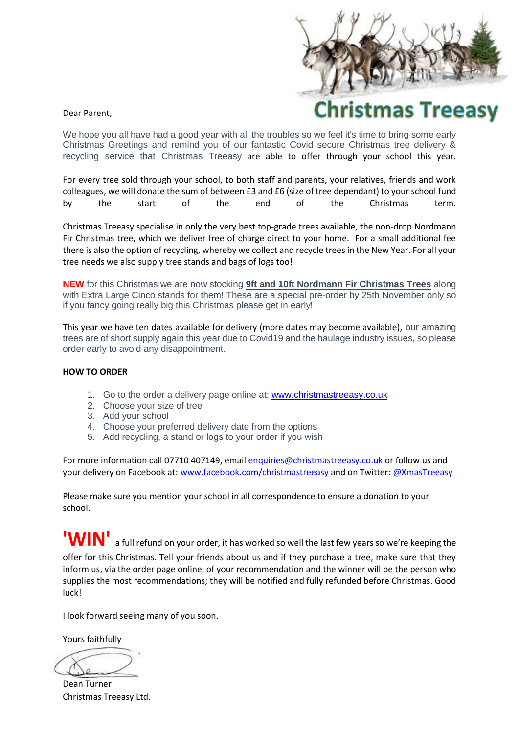# Christmas Treeasy

Dear Parent,

We hope you all have had a good year with all the troubles so we feel it's time to bring some early Christmas Greetings and remind you of our fantastic Covid secure Christmas tree delivery & recycling service that Christmas Treeasy are able to offer through your school this year.

For every tree sold through your school, to both staff and parents, your relatives, friends and work colleagues, we will donate the sum of between £3 and £6 (size of tree dependant) to your school fund by the start of the end of the Christmas term.

Christmas Treeasy specialise in only the very best top-grade trees available, the non-drop Nordmann Fir Christmas tree, which we deliver free of charge direct to your home. For a small additional fee there is also the option of recycling, whereby we collect and recycle trees in the New Year. For all your tree needs we also supply tree stands and bags of logs too!

**NEW** for this Christmas we are now stocking **9ft and 10ft Nordmann Fir Christmas Trees** along with Extra Large Cinco stands for them! These are a special pre-order by 25th November only so if you fancy going really big this Christmas please get in early!

This year we have ten dates available for delivery (more dates may become available), our amazing trees are of short supply again this year due to Covid19 and the haulage industry issues, so please order early to avoid any disappointment.

**HOW TO ORDER**

1. Go to the order a delivery page online at: www.christmastreeasy.co.uk
2. Choose your size of tree
3. Add your school
4. Choose your preferred delivery date from the options
5. Add recycling, a stand or logs to your order if you wish

For more information call 07710 407149, email enquiries@christmastreeasy.co.uk or follow us and your delivery on Facebook at: www.facebook.com/christmastreeasy and on Twitter: @XmasTreeasy

Please make sure you mention your school in all correspondence to ensure a donation to your school.

**'WIN'** a full refund on your order, it has worked so well the last few years so we're keeping the offer for this Christmas. Tell your friends about us and if they purchase a tree, make sure that they inform us, via the order page online, of your recommendation and the winner will be the person who supplies the most recommendations; they will be notified and fully refunded before Christmas. Good luck!

I look forward seeing many of you soon.

Yours faithfully

Dean Turner
Christmas Treeasy Ltd.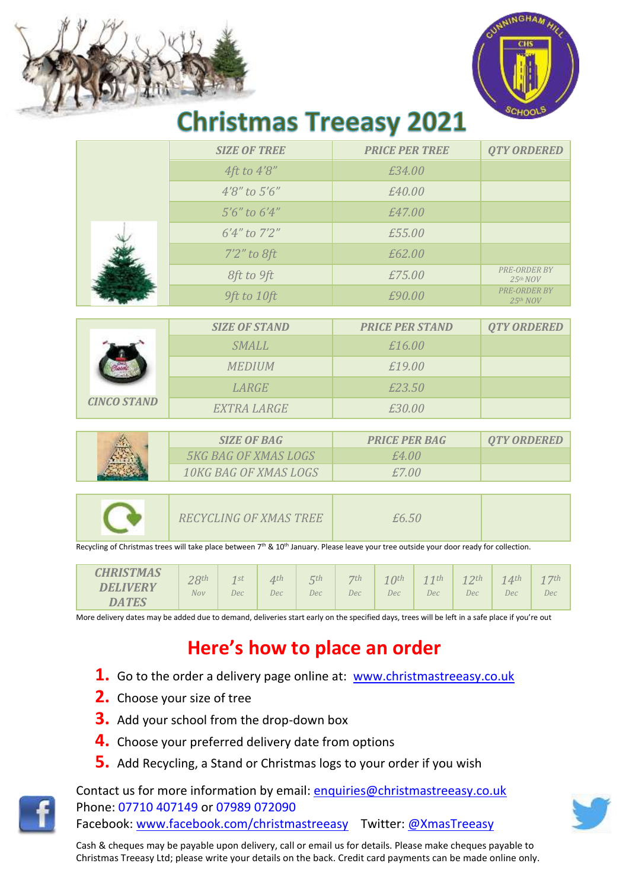# Christmas Treeasy 2021

| | SIZE OF TREE | PRICE PER TREE | QTY ORDERED |
|---|---|---|---|
| | 4ft to 4'8" | £34.00 | |
| | 4'8" to 5'6" | £40.00 | |
| | 5'6" to 6'4" | £47.00 | |
| | 6'4" to 7'2" | £55.00 | |
| | 7'2" to 8ft | £62.00 | |
| | 8ft to 9ft | £75.00 | PRE-ORDER BY 25th NOV |
| | 9ft to 10ft | £90.00 | PRE-ORDER BY 25th NOV |

| | SIZE OF STAND | PRICE PER STAND | QTY ORDERED |
|---|---|---|---|
| CINCO STAND | SMALL | £16.00 | |
| | MEDIUM | £19.00 | |
| | LARGE | £23.50 | |
| | EXTRA LARGE | £30.00 | |

| | SIZE OF BAG | PRICE PER BAG | QTY ORDERED |
|---|---|---|---|
| | 5KG BAG OF XMAS LOGS | £4.00 | |
| | 10KG BAG OF XMAS LOGS | £7.00 | |

| | | | |
|---|---|---|---|
| | RECYCLING OF XMAS TREE | £6.50 | |

Recycling of Christmas trees will take place between 7th & 10th January. Please leave your tree outside your door ready for collection.

| CHRISTMAS DELIVERY DATES | 28th Nov | 1st Dec | 4th Dec | 5th Dec | 7th Dec | 10th Dec | 11th Dec | 12th Dec | 14th Dec | 17th Dec |
|---|---|---|---|---|---|---|---|---|---|---|

More delivery dates may be added due to demand, deliveries start early on the specified days, trees will be left in a safe place if you're out

## Here's how to place an order

1. Go to the order a delivery page online at: www.christmastreeasy.co.uk
2. Choose your size of tree
3. Add your school from the drop-down box
4. Choose your preferred delivery date from options
5. Add Recycling, a Stand or Christmas logs to your order if you wish

Contact us for more information by email: enquiries@christmastreeasy.co.uk
Phone: 07710 407149 or 07989 072090
Facebook: www.facebook.com/christmastreeasy Twitter: @XmasTreeasy

Cash & cheques may be payable upon delivery, call or email us for details. Please make cheques payable to Christmas Treeasy Ltd; please write your details on the back. Credit card payments can be made online only.